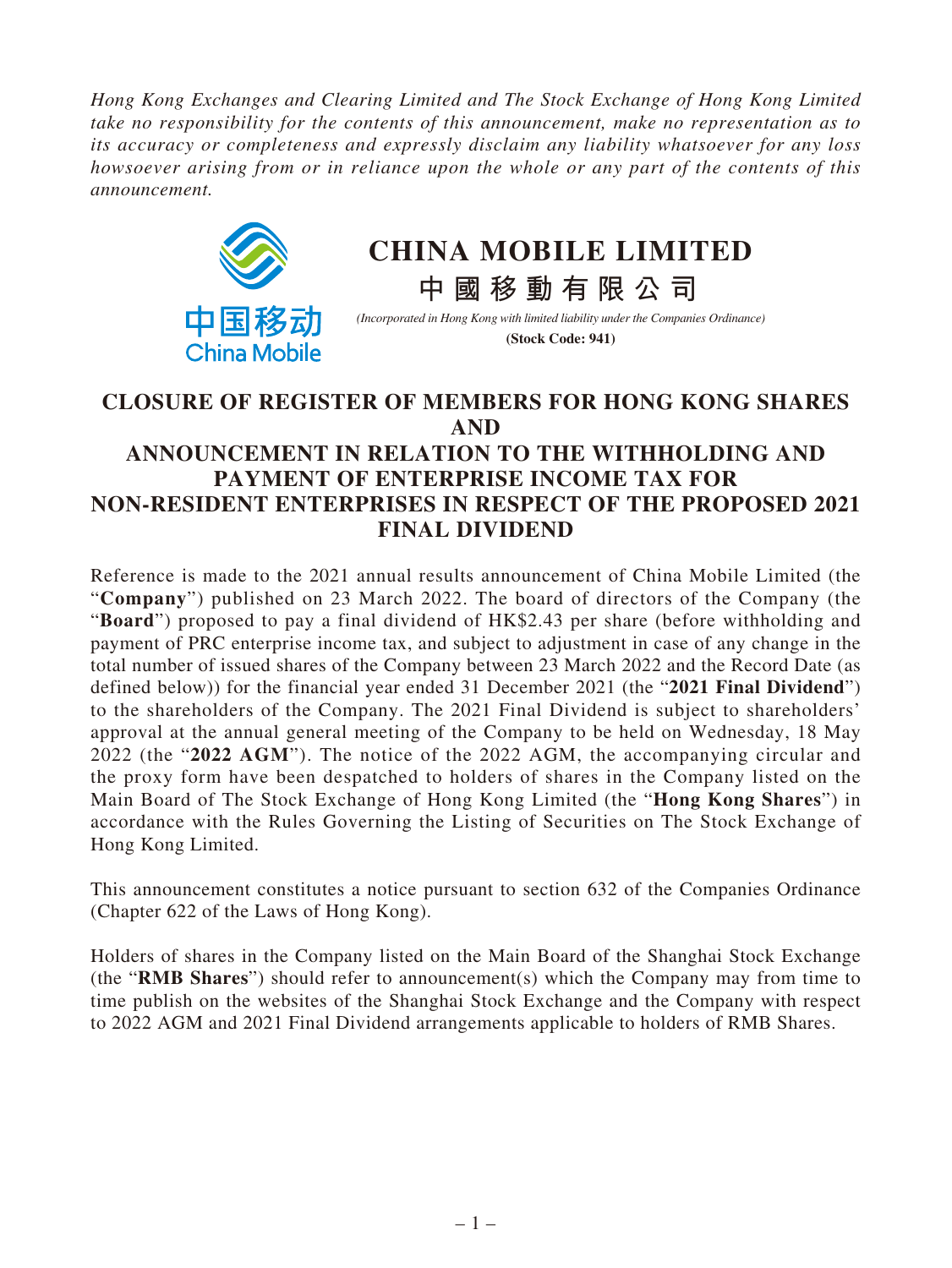*Hong Kong Exchanges and Clearing Limited and The Stock Exchange of Hong Kong Limited take no responsibility for the contents of this announcement, make no representation as to its accuracy or completeness and expressly disclaim any liability whatsoever for any loss howsoever arising from or in reliance upon the whole or any part of the contents of this announcement.*

中国移动
China Mobile

# CHINA MOBILE LIMITED

# 中國移動有限公司

*(Incorporated in Hong Kong with limited liability under the Companies Ordinance)*

**(Stock Code: 941)**

## CLOSURE OF REGISTER OF MEMBERS FOR HONG KONG SHARES AND ANNOUNCEMENT IN RELATION TO THE WITHHOLDING AND PAYMENT OF ENTERPRISE INCOME TAX FOR NON-RESIDENT ENTERPRISES IN RESPECT OF THE PROPOSED 2021 FINAL DIVIDEND

Reference is made to the 2021 annual results announcement of China Mobile Limited (the "**Company**") published on 23 March 2022. The board of directors of the Company (the "**Board**") proposed to pay a final dividend of HK$2.43 per share (before withholding and payment of PRC enterprise income tax, and subject to adjustment in case of any change in the total number of issued shares of the Company between 23 March 2022 and the Record Date (as defined below)) for the financial year ended 31 December 2021 (the "**2021 Final Dividend**") to the shareholders of the Company. The 2021 Final Dividend is subject to shareholders' approval at the annual general meeting of the Company to be held on Wednesday, 18 May 2022 (the "**2022 AGM**"). The notice of the 2022 AGM, the accompanying circular and the proxy form have been despatched to holders of shares in the Company listed on the Main Board of The Stock Exchange of Hong Kong Limited (the "**Hong Kong Shares**") in accordance with the Rules Governing the Listing of Securities on The Stock Exchange of Hong Kong Limited.

This announcement constitutes a notice pursuant to section 632 of the Companies Ordinance (Chapter 622 of the Laws of Hong Kong).

Holders of shares in the Company listed on the Main Board of the Shanghai Stock Exchange (the "**RMB Shares**") should refer to announcement(s) which the Company may from time to time publish on the websites of the Shanghai Stock Exchange and the Company with respect to 2022 AGM and 2021 Final Dividend arrangements applicable to holders of RMB Shares.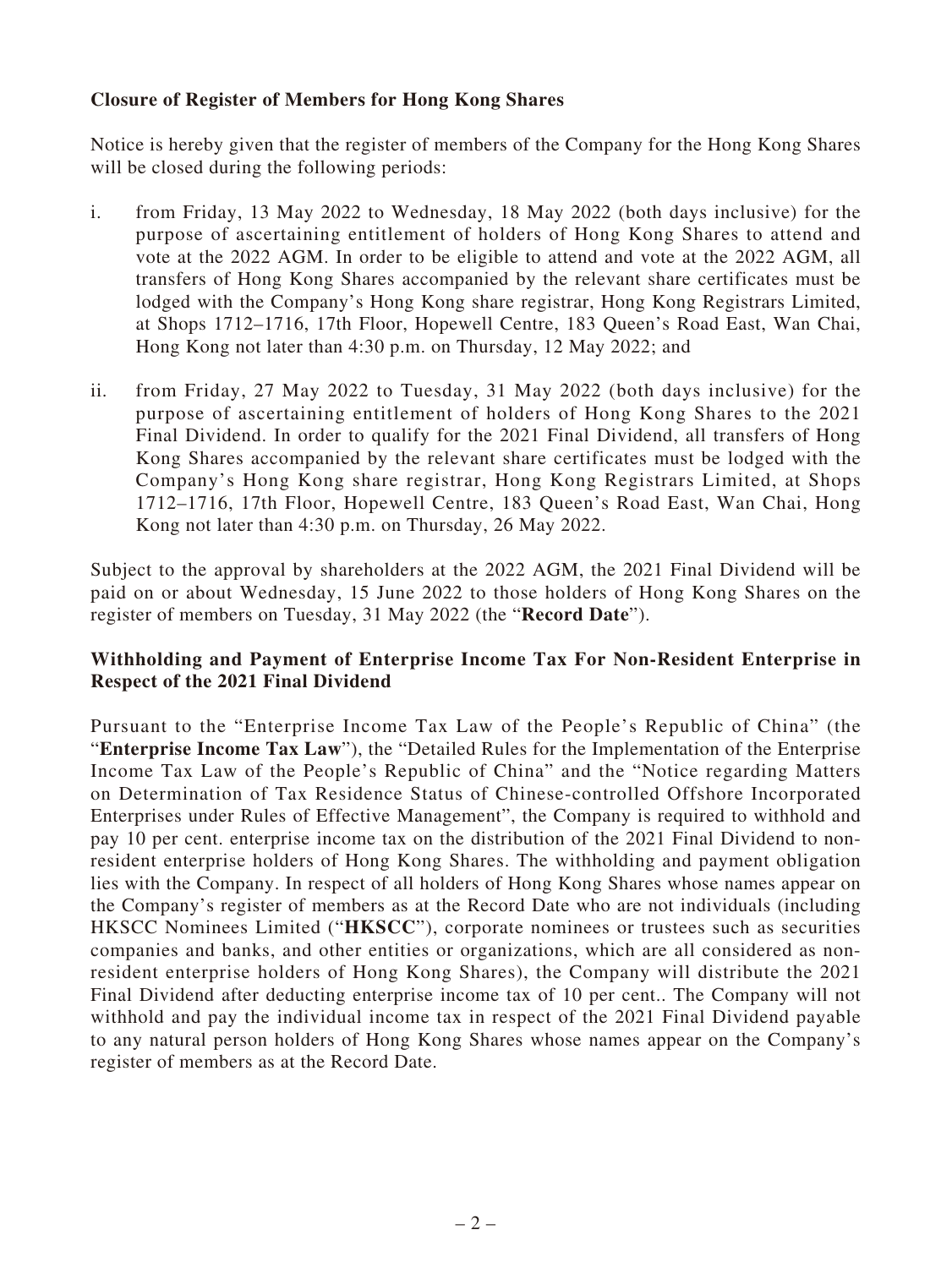**Closure of Register of Members for Hong Kong Shares**

Notice is hereby given that the register of members of the Company for the Hong Kong Shares will be closed during the following periods:

i. from Friday, 13 May 2022 to Wednesday, 18 May 2022 (both days inclusive) for the purpose of ascertaining entitlement of holders of Hong Kong Shares to attend and vote at the 2022 AGM. In order to be eligible to attend and vote at the 2022 AGM, all transfers of Hong Kong Shares accompanied by the relevant share certificates must be lodged with the Company's Hong Kong share registrar, Hong Kong Registrars Limited, at Shops 1712–1716, 17th Floor, Hopewell Centre, 183 Queen's Road East, Wan Chai, Hong Kong not later than 4:30 p.m. on Thursday, 12 May 2022; and

ii. from Friday, 27 May 2022 to Tuesday, 31 May 2022 (both days inclusive) for the purpose of ascertaining entitlement of holders of Hong Kong Shares to the 2021 Final Dividend. In order to qualify for the 2021 Final Dividend, all transfers of Hong Kong Shares accompanied by the relevant share certificates must be lodged with the Company's Hong Kong share registrar, Hong Kong Registrars Limited, at Shops 1712–1716, 17th Floor, Hopewell Centre, 183 Queen's Road East, Wan Chai, Hong Kong not later than 4:30 p.m. on Thursday, 26 May 2022.

Subject to the approval by shareholders at the 2022 AGM, the 2021 Final Dividend will be paid on or about Wednesday, 15 June 2022 to those holders of Hong Kong Shares on the register of members on Tuesday, 31 May 2022 (the "**Record Date**").

**Withholding and Payment of Enterprise Income Tax For Non-Resident Enterprise in Respect of the 2021 Final Dividend**

Pursuant to the "Enterprise Income Tax Law of the People's Republic of China" (the "**Enterprise Income Tax Law**"), the "Detailed Rules for the Implementation of the Enterprise Income Tax Law of the People's Republic of China" and the "Notice regarding Matters on Determination of Tax Residence Status of Chinese-controlled Offshore Incorporated Enterprises under Rules of Effective Management", the Company is required to withhold and pay 10 per cent. enterprise income tax on the distribution of the 2021 Final Dividend to non-resident enterprise holders of Hong Kong Shares. The withholding and payment obligation lies with the Company. In respect of all holders of Hong Kong Shares whose names appear on the Company's register of members as at the Record Date who are not individuals (including HKSCC Nominees Limited ("**HKSCC**"), corporate nominees or trustees such as securities companies and banks, and other entities or organizations, which are all considered as non-resident enterprise holders of Hong Kong Shares), the Company will distribute the 2021 Final Dividend after deducting enterprise income tax of 10 per cent.. The Company will not withhold and pay the individual income tax in respect of the 2021 Final Dividend payable to any natural person holders of Hong Kong Shares whose names appear on the Company's register of members as at the Record Date.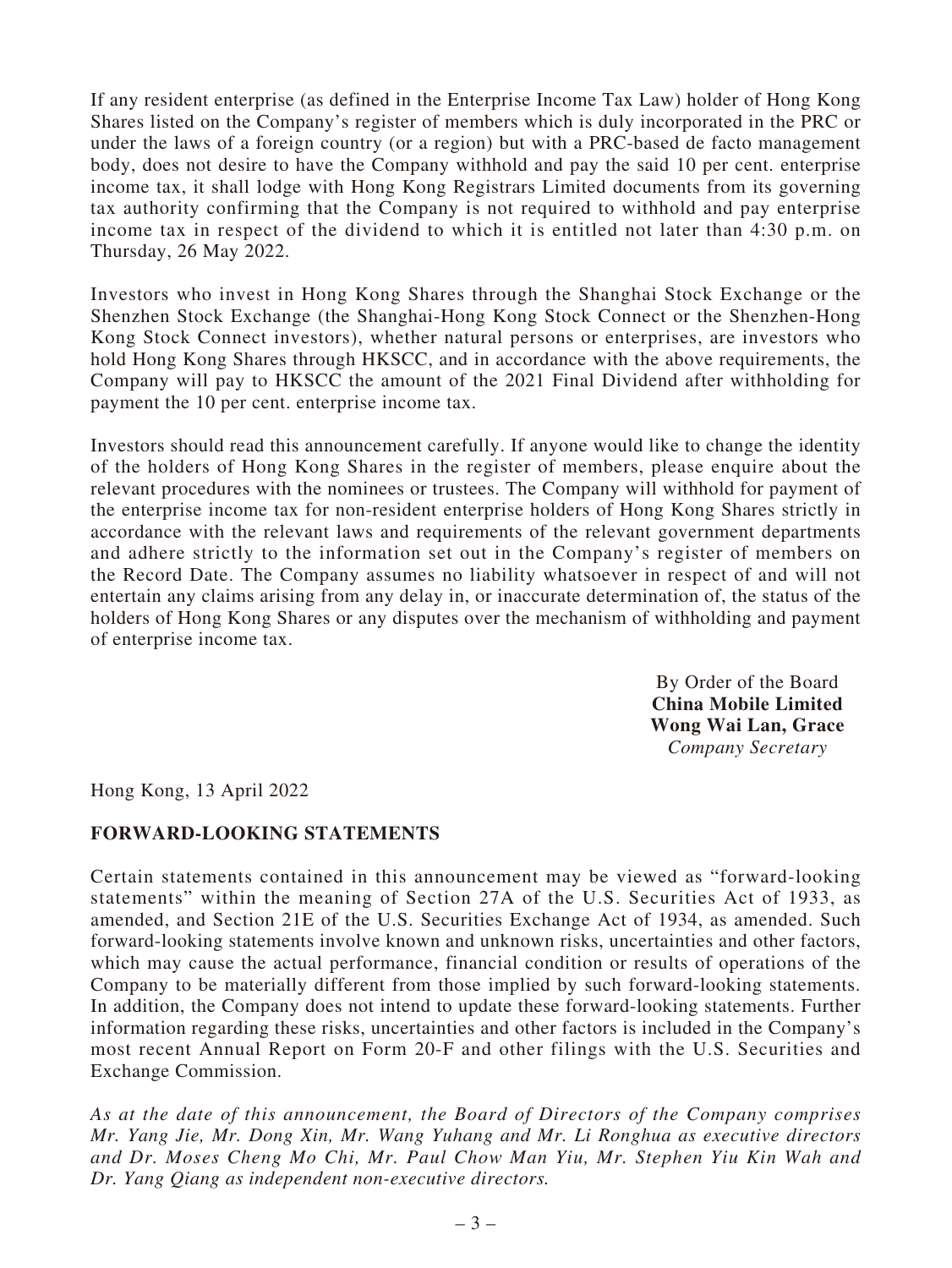If any resident enterprise (as defined in the Enterprise Income Tax Law) holder of Hong Kong Shares listed on the Company's register of members which is duly incorporated in the PRC or under the laws of a foreign country (or a region) but with a PRC-based de facto management body, does not desire to have the Company withhold and pay the said 10 per cent. enterprise income tax, it shall lodge with Hong Kong Registrars Limited documents from its governing tax authority confirming that the Company is not required to withhold and pay enterprise income tax in respect of the dividend to which it is entitled not later than 4:30 p.m. on Thursday, 26 May 2022.

Investors who invest in Hong Kong Shares through the Shanghai Stock Exchange or the Shenzhen Stock Exchange (the Shanghai-Hong Kong Stock Connect or the Shenzhen-Hong Kong Stock Connect investors), whether natural persons or enterprises, are investors who hold Hong Kong Shares through HKSCC, and in accordance with the above requirements, the Company will pay to HKSCC the amount of the 2021 Final Dividend after withholding for payment the 10 per cent. enterprise income tax.

Investors should read this announcement carefully. If anyone would like to change the identity of the holders of Hong Kong Shares in the register of members, please enquire about the relevant procedures with the nominees or trustees. The Company will withhold for payment of the enterprise income tax for non-resident enterprise holders of Hong Kong Shares strictly in accordance with the relevant laws and requirements of the relevant government departments and adhere strictly to the information set out in the Company's register of members on the Record Date. The Company assumes no liability whatsoever in respect of and will not entertain any claims arising from any delay in, or inaccurate determination of, the status of the holders of Hong Kong Shares or any disputes over the mechanism of withholding and payment of enterprise income tax.

By Order of the Board
**China Mobile Limited**
**Wong Wai Lan, Grace**
*Company Secretary*

Hong Kong, 13 April 2022

**FORWARD-LOOKING STATEMENTS**

Certain statements contained in this announcement may be viewed as "forward-looking statements" within the meaning of Section 27A of the U.S. Securities Act of 1933, as amended, and Section 21E of the U.S. Securities Exchange Act of 1934, as amended. Such forward-looking statements involve known and unknown risks, uncertainties and other factors, which may cause the actual performance, financial condition or results of operations of the Company to be materially different from those implied by such forward-looking statements. In addition, the Company does not intend to update these forward-looking statements. Further information regarding these risks, uncertainties and other factors is included in the Company's most recent Annual Report on Form 20-F and other filings with the U.S. Securities and Exchange Commission.

*As at the date of this announcement, the Board of Directors of the Company comprises Mr. Yang Jie, Mr. Dong Xin, Mr. Wang Yuhang and Mr. Li Ronghua as executive directors and Dr. Moses Cheng Mo Chi, Mr. Paul Chow Man Yiu, Mr. Stephen Yiu Kin Wah and Dr. Yang Qiang as independent non-executive directors.*